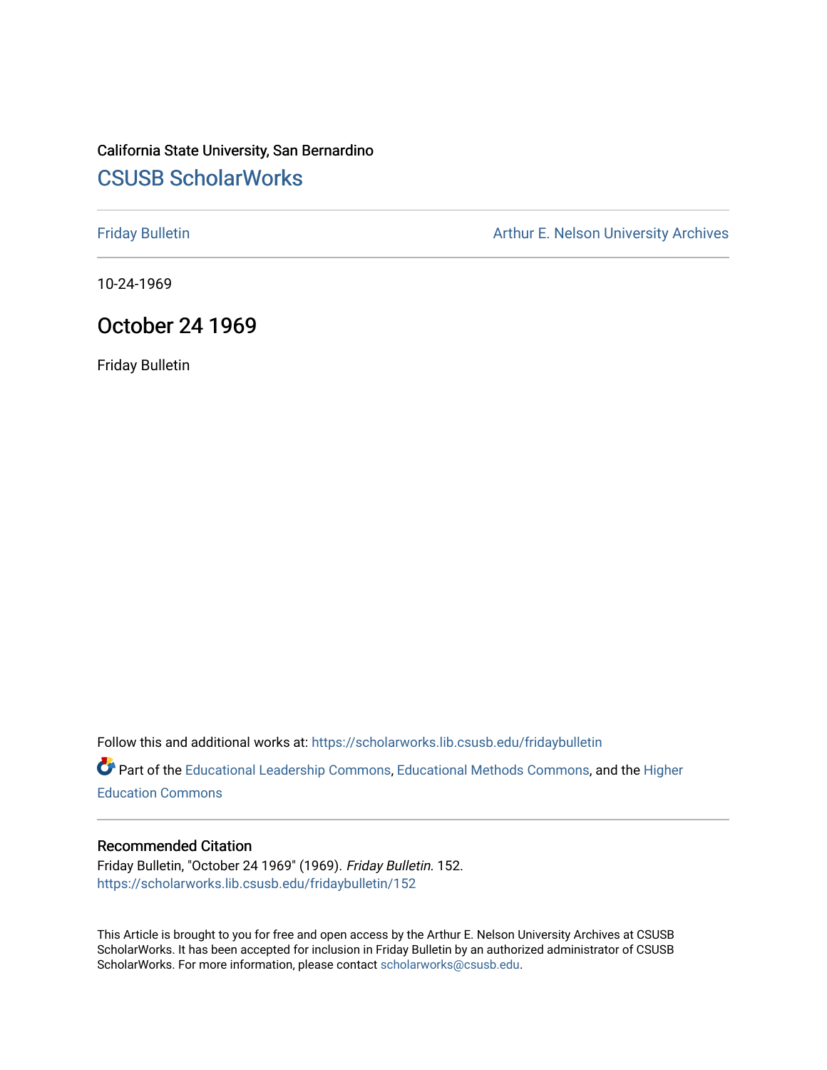California State University, San Bernardino

# CSUSB ScholarWorks

Friday Bulletin | Arthur E. Nelson University Archives

10-24-1969

## October 24 1969

Friday Bulletin

Follow this and additional works at: https://scholarworks.lib.csusb.edu/fridaybulletin

Part of the Educational Leadership Commons, Educational Methods Commons, and the Higher Education Commons

### Recommended Citation

Friday Bulletin, "October 24 1969" (1969). *Friday Bulletin*. 152.
https://scholarworks.lib.csusb.edu/fridaybulletin/152

This Article is brought to you for free and open access by the Arthur E. Nelson University Archives at CSUSB ScholarWorks. It has been accepted for inclusion in Friday Bulletin by an authorized administrator of CSUSB ScholarWorks. For more information, please contact scholarworks@csusb.edu.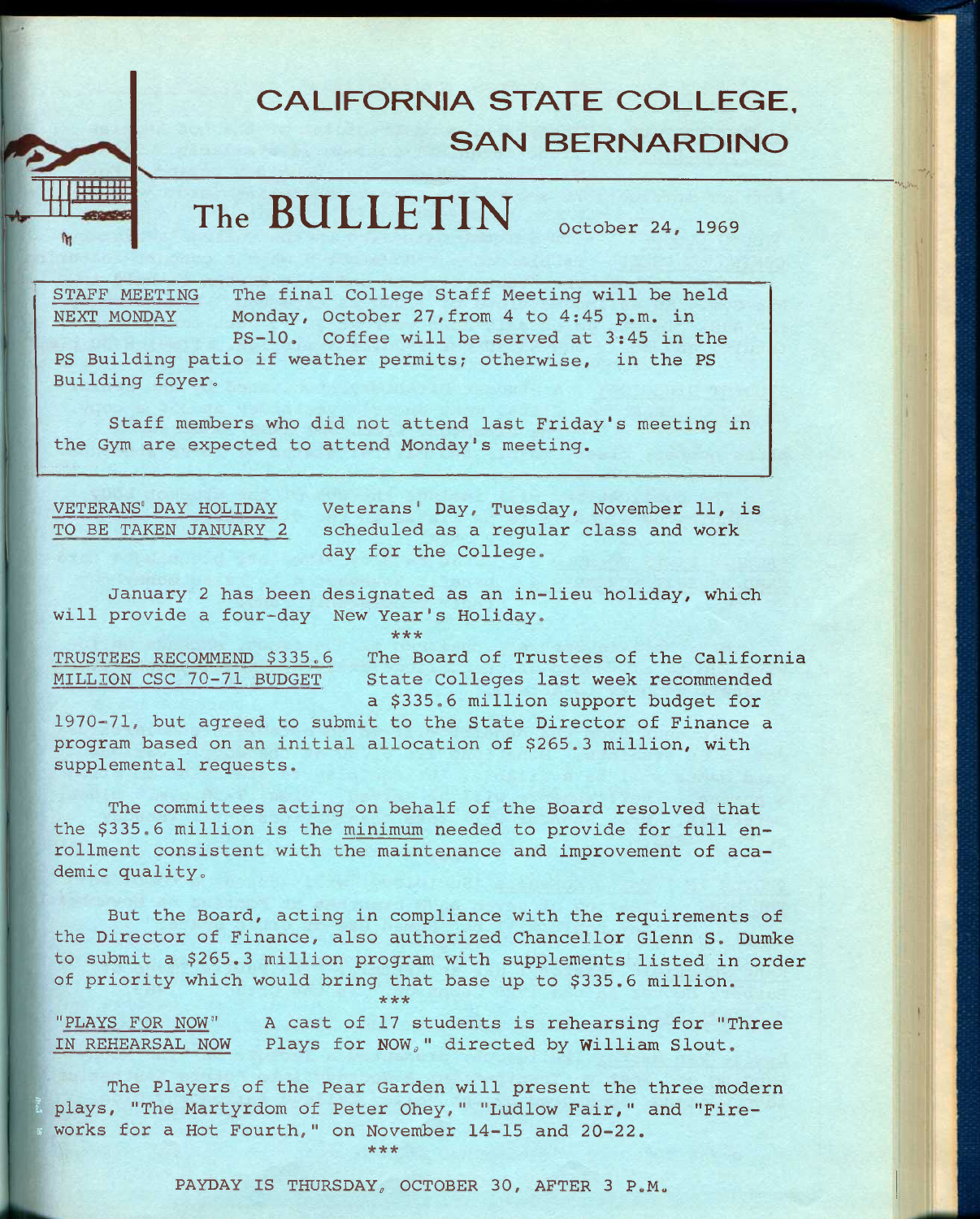# CALIFORNIA STATE COLLEGE, SAN BERNARDINO

## The BULLETIN

October 24, 1969

**STAFF MEETING NEXT MONDAY** The final College Staff Meeting will be held Monday, October 27, from 4 to 4:45 p.m. in PS-10. Coffee will be served at 3:45 in the PS Building patio if weather permits; otherwise, in the PS Building foyer.

Staff members who did not attend last Friday's meeting in the Gym are expected to attend Monday's meeting.

**VETERANS' DAY HOLIDAY TO BE TAKEN JANUARY 2** Veterans' Day, Tuesday, November 11, is scheduled as a regular class and work day for the College.

January 2 has been designated as an in-lieu holiday, which will provide a four-day New Year's Holiday.

***

**TRUSTEES RECOMMEND $335.6 MILLION CSC 70-71 BUDGET** The Board of Trustees of the California State Colleges last week recommended a $335.6 million support budget for 1970-71, but agreed to submit to the State Director of Finance a program based on an initial allocation of $265.3 million, with supplemental requests.

The committees acting on behalf of the Board resolved that the $335.6 million is the minimum needed to provide for full enrollment consistent with the maintenance and improvement of academic quality.

But the Board, acting in compliance with the requirements of the Director of Finance, also authorized Chancellor Glenn S. Dumke to submit a $265.3 million program with supplements listed in order of priority which would bring that base up to $335.6 million.

***

**"PLAYS FOR NOW" IN REHEARSAL NOW** A cast of 17 students is rehearsing for "Three Plays for NOW," directed by William Slout.

The Players of the Pear Garden will present the three modern plays, "The Martyrdom of Peter Ohey," "Ludlow Fair," and "Fireworks for a Hot Fourth," on November 14-15 and 20-22.

***

PAYDAY IS THURSDAY, OCTOBER 30, AFTER 3 P.M.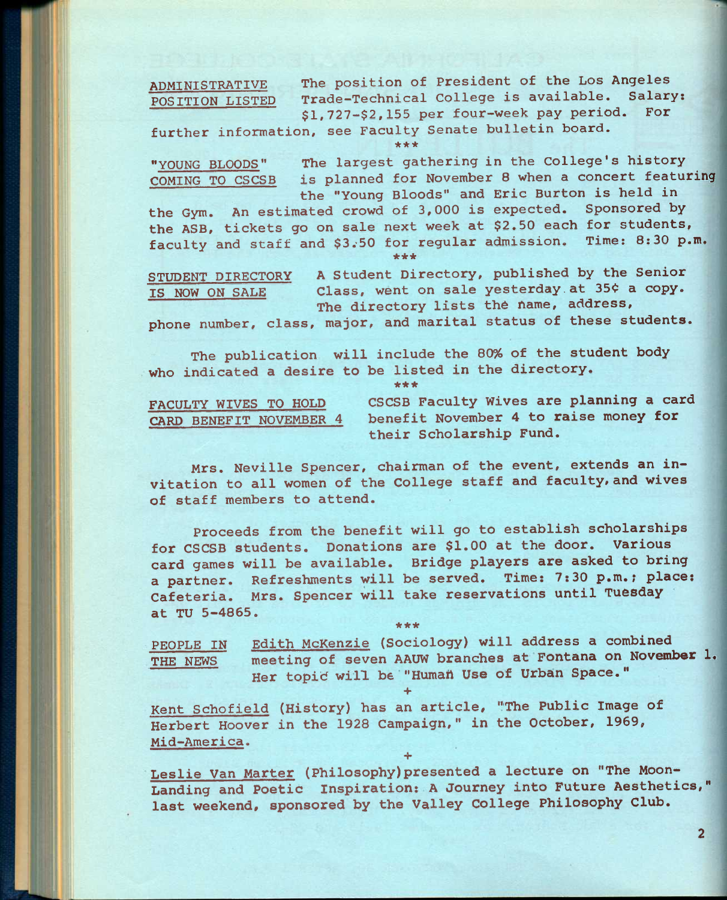**ADMINISTRATIVE POSITION LISTED** The position of President of the Los Angeles Trade-Technical College is available. Salary: $1,727-$2,155 per four-week pay period. For further information, see Faculty Senate bulletin board.

***

**"YOUNG BLOODS" COMING TO CSCSB** The largest gathering in the College's history is planned for November 8 when a concert featuring the "Young Bloods" and Eric Burton is held in the Gym. An estimated crowd of 3,000 is expected. Sponsored by the ASB, tickets go on sale next week at $2.50 each for students, faculty and staff and $3.50 for regular admission. Time: 8:30 p.m.

***

**STUDENT DIRECTORY IS NOW ON SALE** A Student Directory, published by the Senior Class, went on sale yesterday at 35¢ a copy. The directory lists the name, address, phone number, class, major, and marital status of these students.

The publication will include the 80% of the student body who indicated a desire to be listed in the directory.

***

**FACULTY WIVES TO HOLD CARD BENEFIT NOVEMBER 4** CSCSB Faculty Wives are planning a card benefit November 4 to raise money for their Scholarship Fund.

Mrs. Neville Spencer, chairman of the event, extends an invitation to all women of the College staff and faculty, and wives of staff members to attend.

Proceeds from the benefit will go to establish scholarships for CSCSB students. Donations are $1.00 at the door. Various card games will be available. Bridge players are asked to bring a partner. Refreshments will be served. Time: 7:30 p.m.; place: Cafeteria. Mrs. Spencer will take reservations until Tuesday at TU 5-4865.

***

**PEOPLE IN THE NEWS** Edith McKenzie (Sociology) will address a combined meeting of seven AAUW branches at Fontana on November 1. Her topic will be "Human Use of Urban Space."

+

Kent Schofield (History) has an article, "The Public Image of Herbert Hoover in the 1928 Campaign," in the October, 1969, Mid-America.

+

Leslie Van Marter (Philosophy) presented a lecture on "The Moon-Landing and Poetic Inspiration: A Journey into Future Aesthetics," last weekend, sponsored by the Valley College Philosophy Club.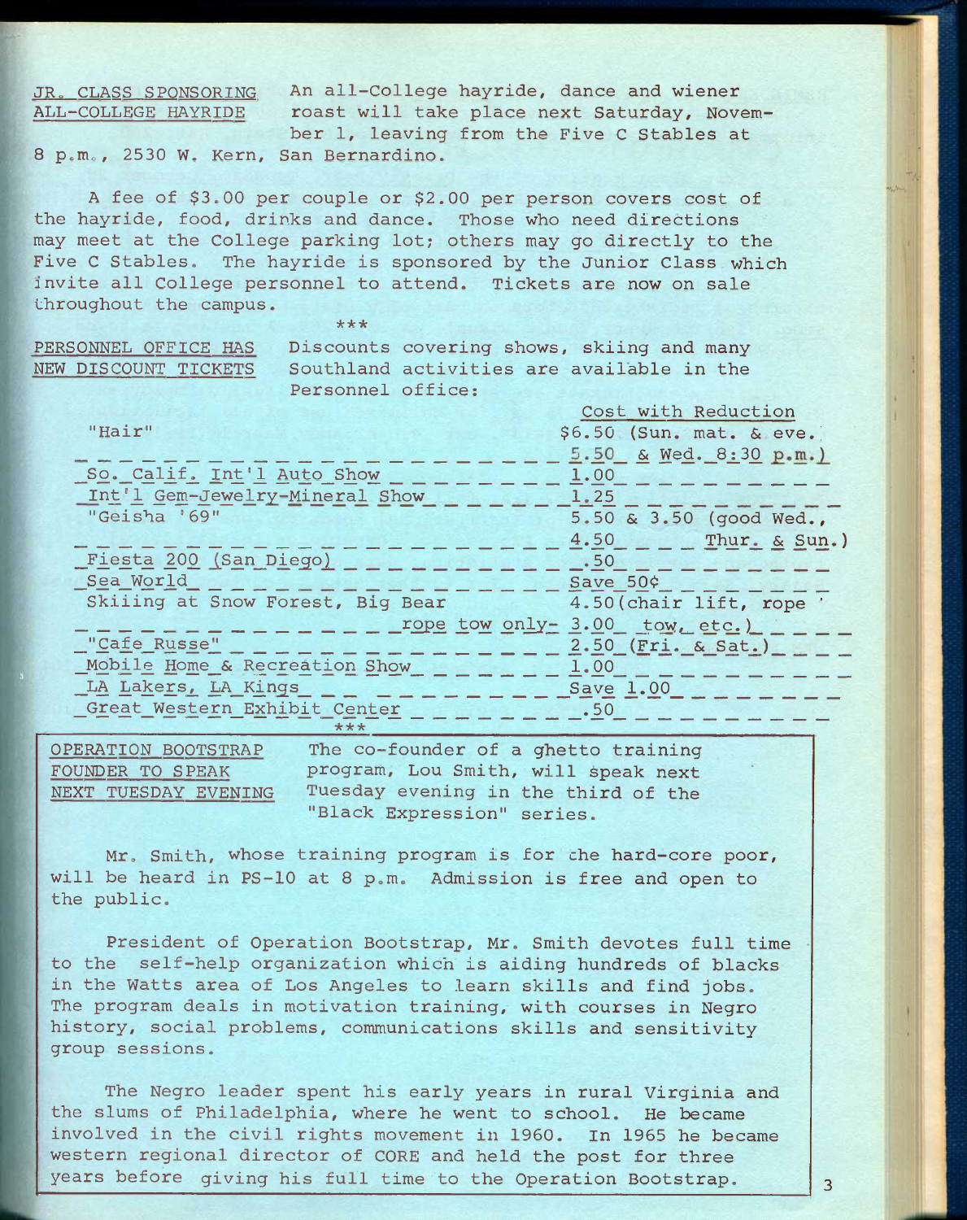**JR. CLASS SPONSORING ALL-COLLEGE HAYRIDE** An all-College hayride, dance and wiener roast will take place next Saturday, November 1, leaving from the Five C Stables at 8 p.m., 2530 W. Kern, San Bernardino.

A fee of $3.00 per couple or $2.00 per person covers cost of the hayride, food, drinks and dance. Those who need directions may meet at the College parking lot; others may go directly to the Five C Stables. The hayride is sponsored by the Junior Class which invite all College personnel to attend. Tickets are now on sale throughout the campus.

\*\*\*

**PERSONNEL OFFICE HAS NEW DISCOUNT TICKETS** Discounts covering shows, skiing and many Southland activities are available in the Personnel office:

| | Cost with Reduction |
|---|---|
| "Hair" | $6.50 (Sun. mat. & eve. 5.50 & Wed. 8:30 p.m.) |
| So. Calif. Int'l Auto Show | 1.00 |
| Int'l Gem-Jewelry-Mineral Show | 1.25 |
| "Geisha '69" | 5.50 & 3.50 (good Wed., 4.50 Thur. & Sun.) |
| Fiesta 200 (San Diego) | .50 |
| Sea World | Save 50¢ |
| Skiiing at Snow Forest, Big Bear rope tow only- | 4.50 (chair lift, rope 3.00 tow, etc.) |
| "Cafe Russe" | 2.50 (Fri. & Sat.) |
| Mobile Home & Recreation Show | 1.00 |
| LA Lakers, LA Kings | Save 1.00 |
| Great Western Exhibit Center | .50 |

\*\*\*

**OPERATION BOOTSTRAP FOUNDER TO SPEAK NEXT TUESDAY EVENING** The co-founder of a ghetto training program, Lou Smith, will speak next Tuesday evening in the third of the "Black Expression" series.

Mr. Smith, whose training program is for the hard-core poor, will be heard in PS-10 at 8 p.m. Admission is free and open to the public.

President of Operation Bootstrap, Mr. Smith devotes full time to the self-help organization which is aiding hundreds of blacks in the Watts area of Los Angeles to learn skills and find jobs. The program deals in motivation training, with courses in Negro history, social problems, communications skills and sensitivity group sessions.

The Negro leader spent his early years in rural Virginia and the slums of Philadelphia, where he went to school. He became involved in the civil rights movement in 1960. In 1965 he became western regional director of CORE and held the post for three years before giving his full time to the Operation Bootstrap.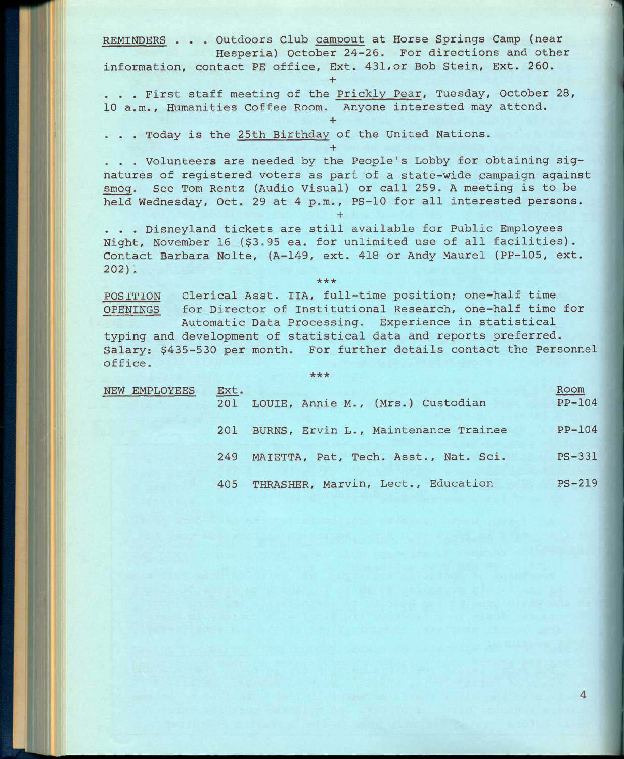REMINDERS . . . Outdoors Club campout at Horse Springs Camp (near Hesperia) October 24-26. For directions and other information, contact PE office, Ext. 431, or Bob Stein, Ext. 260.

+

. . . First staff meeting of the Prickly Pear, Tuesday, October 28, 10 a.m., Humanities Coffee Room. Anyone interested may attend.

+

. . . Today is the 25th Birthday of the United Nations.

+

. . . Volunteers are needed by the People's Lobby for obtaining signatures of registered voters as part of a state-wide campaign against smog. See Tom Rentz (Audio Visual) or call 259. A meeting is to be held Wednesday, Oct. 29 at 4 p.m., PS-10 for all interested persons.

+

. . . Disneyland tickets are still available for Public Employees Night, November 16 ($3.95 ea. for unlimited use of all facilities). Contact Barbara Nolte, (A-149, ext. 418 or Andy Maurel (PP-105, ext. 202).

***

POSITION OPENINGS Clerical Asst. IIA, full-time position; one-half time for Director of Institutional Research, one-half time for Automatic Data Processing. Experience in statistical typing and development of statistical data and reports preferred. Salary: $435-530 per month. For further details contact the Personnel office.

***

| NEW EMPLOYEES | Ext. | | Room |
|---|---|---|---|
| | 201 | LOUIE, Annie M., (Mrs.) Custodian | PP-104 |
| | 201 | BURNS, Ervin L., Maintenance Trainee | PP-104 |
| | 249 | MAIETTA, Pat, Tech. Asst., Nat. Sci. | PS-331 |
| | 405 | THRASHER, Marvin, Lect., Education | PS-219 |